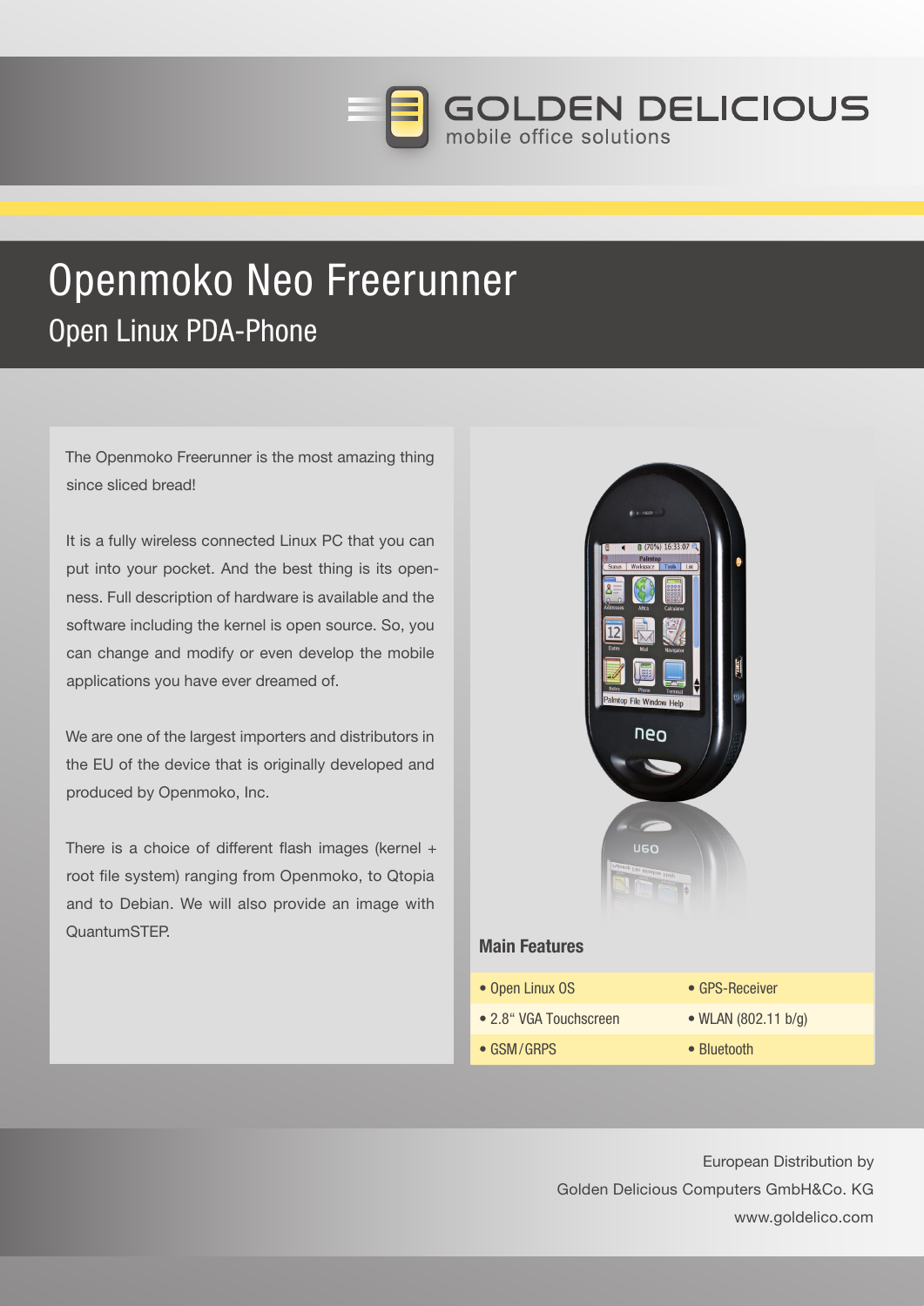GOLDEN DELICIOUS
mobile office solutions

# Openmoko Neo Freerunner

## Open Linux PDA-Phone

The Openmoko Freerunner is the most amazing thing since sliced bread!

It is a fully wireless connected Linux PC that you can put into your pocket. And the best thing is its openness. Full description of hardware is available and the software including the kernel is open source. So, you can change and modify or even develop the mobile applications you have ever dreamed of.

We are one of the largest importers and distributors in the EU of the device that is originally developed and produced by Openmoko, Inc.

There is a choice of different flash images (kernel + root file system) ranging from Openmoko, to Qtopia and to Debian. We will also provide an image with QuantumSTEP.

### Main Features

- Open Linux OS
- 2.8“ VGA Touchscreen
- GSM/GRPS
- GPS-Receiver
- WLAN (802.11 b/g)
- Bluetooth

European Distribution by
Golden Delicious Computers GmbH&Co. KG
www.goldelico.com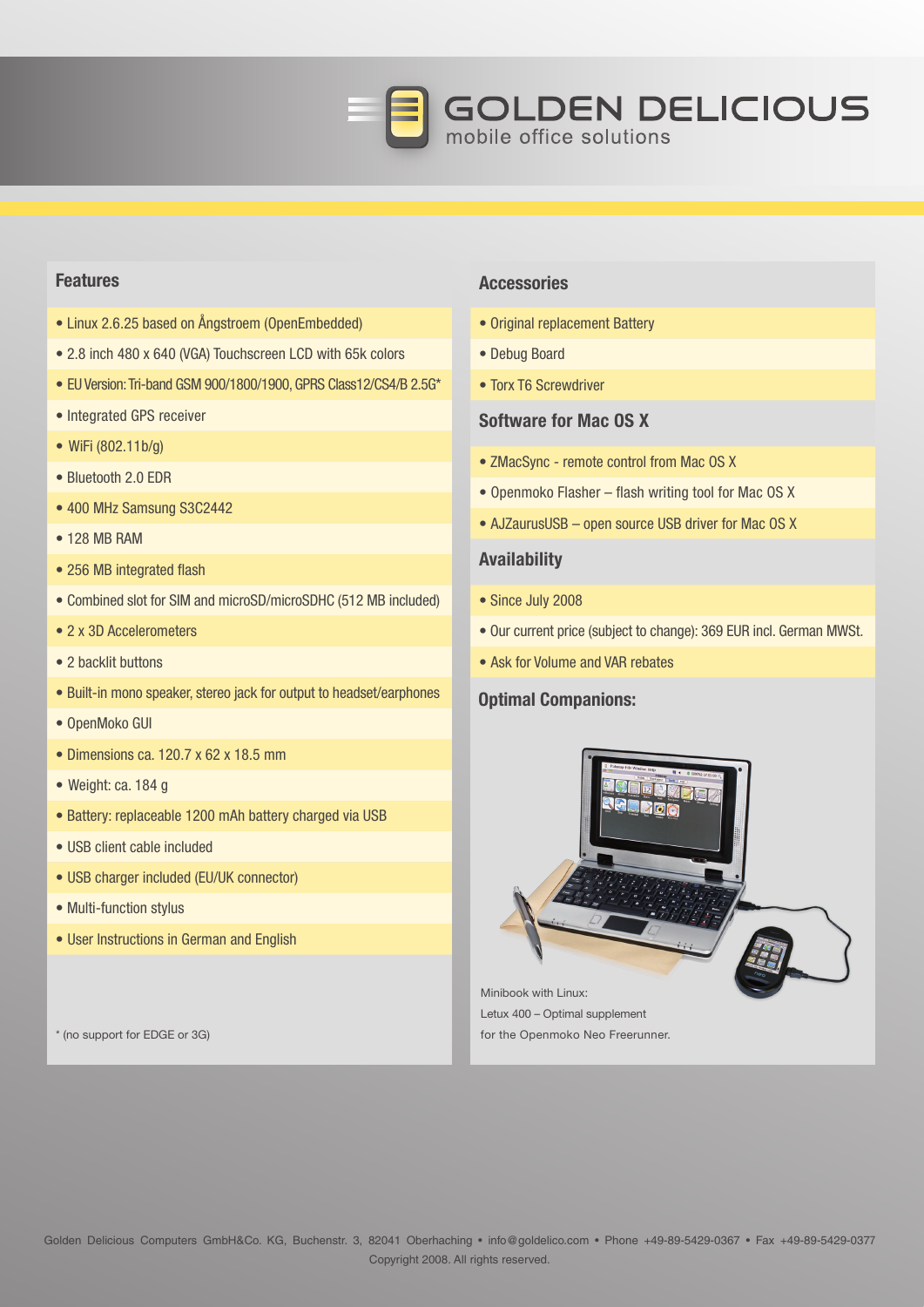# GOLDEN DELICIOUS

mobile office solutions

## Features

- Linux 2.6.25 based on Ångstroem (OpenEmbedded)
- 2.8 inch 480 x 640 (VGA) Touchscreen LCD with 65k colors
- EU Version: Tri-band GSM 900/1800/1900, GPRS Class12/CS4/B 2.5G*
- Integrated GPS receiver
- WiFi (802.11b/g)
- Bluetooth 2.0 EDR
- 400 MHz Samsung S3C2442
- 128 MB RAM
- 256 MB integrated flash
- Combined slot for SIM and microSD/microSDHC (512 MB included)
- 2 x 3D Accelerometers
- 2 backlit buttons
- Built-in mono speaker, stereo jack for output to headset/earphones
- OpenMoko GUI
- Dimensions ca. 120.7 x 62 x 18.5 mm
- Weight: ca. 184 g
- Battery: replaceable 1200 mAh battery charged via USB
- USB client cable included
- USB charger included (EU/UK connector)
- Multi-function stylus
- User Instructions in German and English

* (no support for EDGE or 3G)

## Accessories

- Original replacement Battery
- Debug Board
- Torx T6 Screwdriver

## Software for Mac OS X

- ZMacSync - remote control from Mac OS X
- Openmoko Flasher – flash writing tool for Mac OS X
- AJZaurusUSB – open source USB driver for Mac OS X

## Availability

- Since July 2008
- Our current price (subject to change): 369 EUR incl. German MWSt.
- Ask for Volume and VAR rebates

## Optimal Companions:

Minibook with Linux:
Letux 400 – Optimal supplement
for the Openmoko Neo Freerunner.

Golden Delicious Computers GmbH&Co. KG, Buchenstr. 3, 82041 Oberhaching • info@goldelico.com • Phone +49-89-5429-0367 • Fax +49-89-5429-0377
Copyright 2008. All rights reserved.